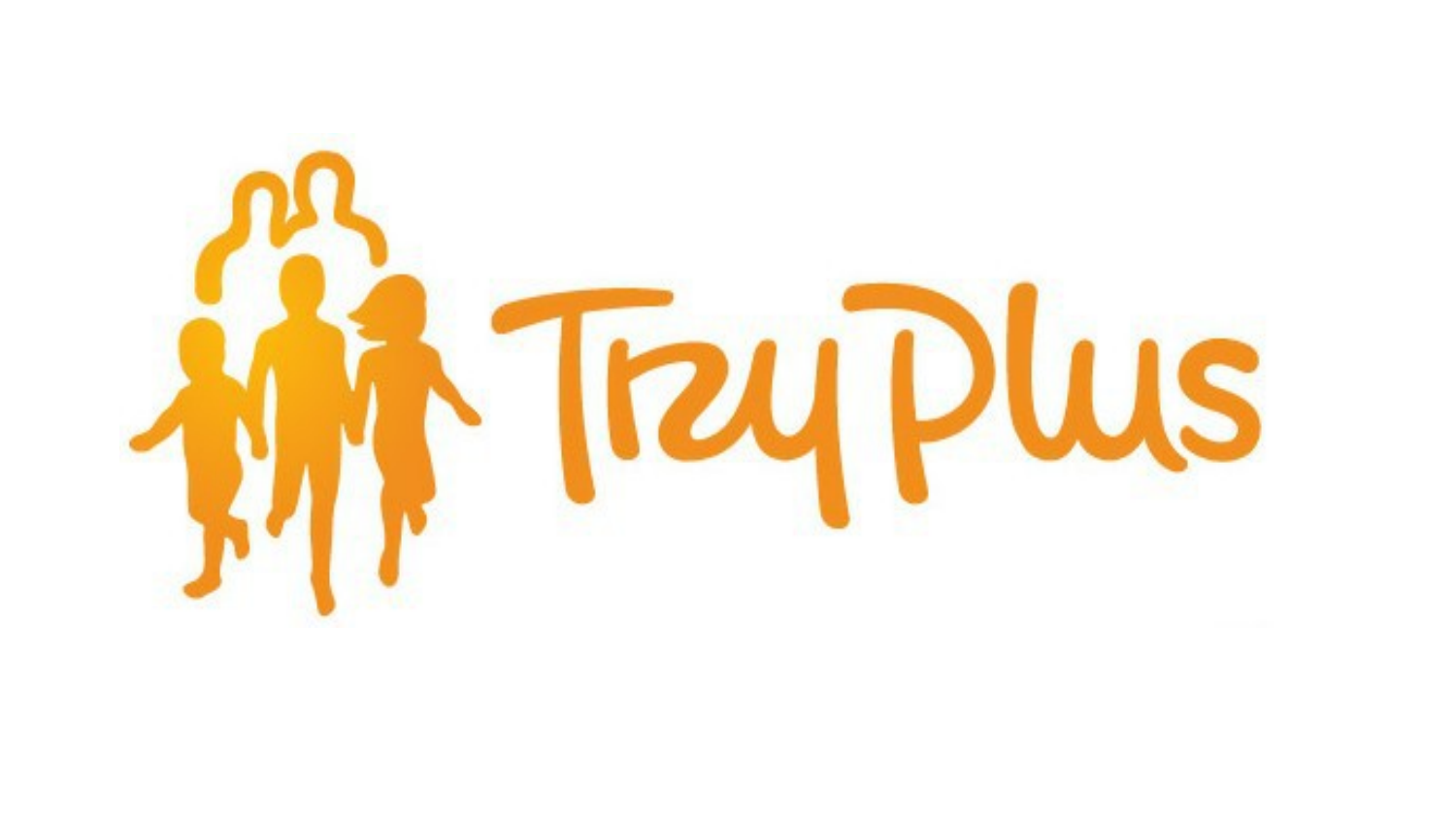# TryPlus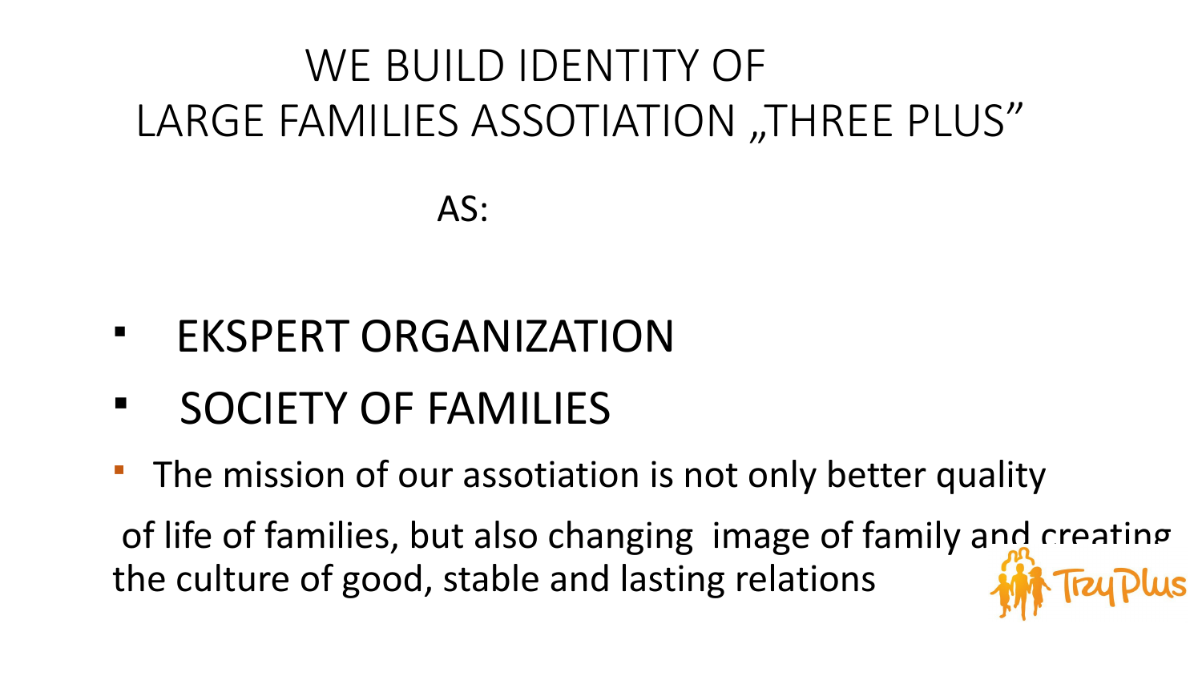# WE BUILD IDENTITY OF LARGE FAMILIES ASSOTIATION „THREE PLUS”

AS:

- EKSPERT ORGANIZATION
- SOCIETY OF FAMILIES
- The mission of our assotiation is not only better quality of life of families, but also changing image of family and creating the culture of good, stable and lasting relations

TrzyPlus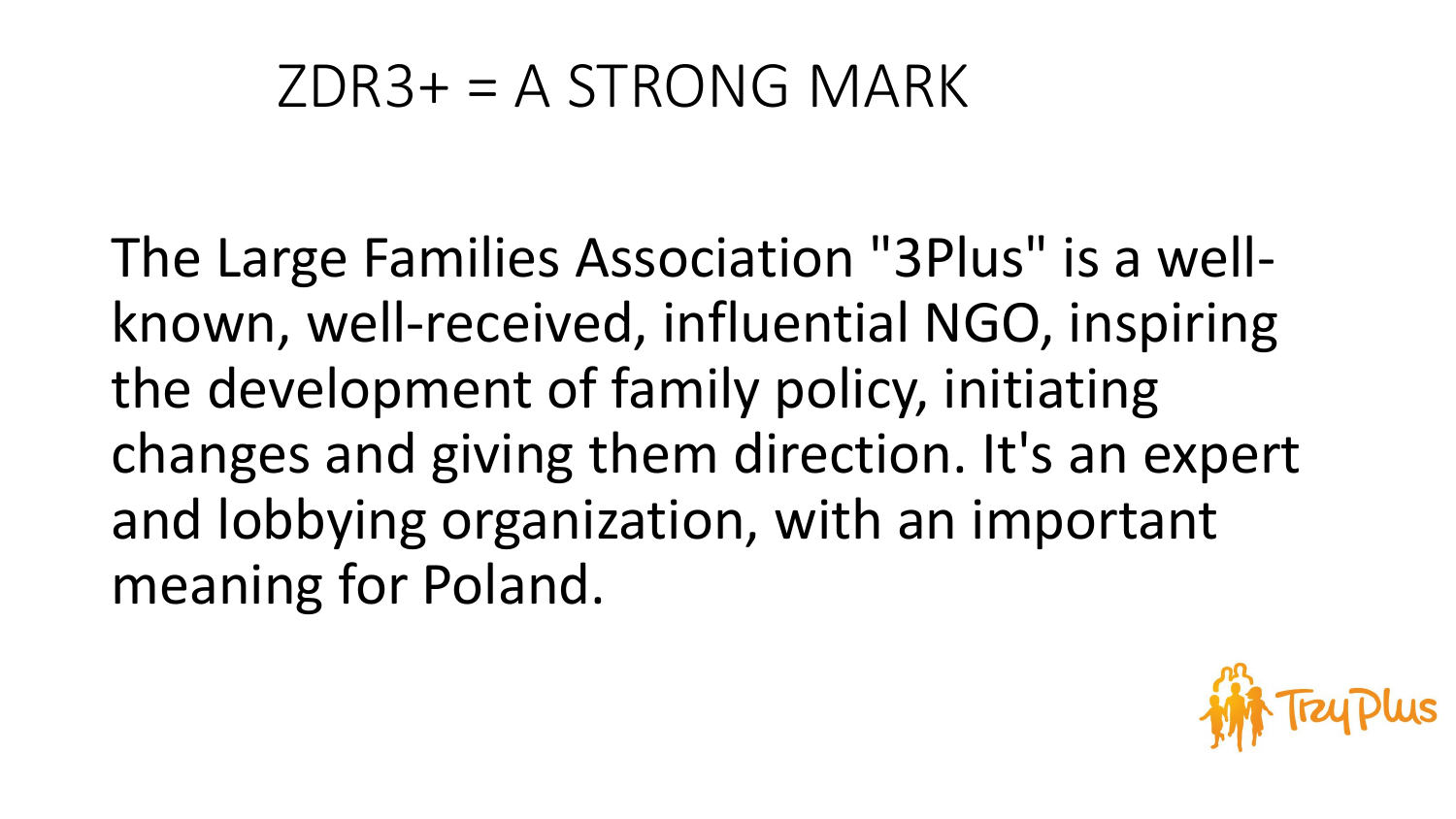# ZDR3+ = A STRONG MARK

The Large Families Association "3Plus" is a well-known, well-received, influential NGO, inspiring the development of family policy, initiating changes and giving them direction. It's an expert and lobbying organization, with an important meaning for Poland.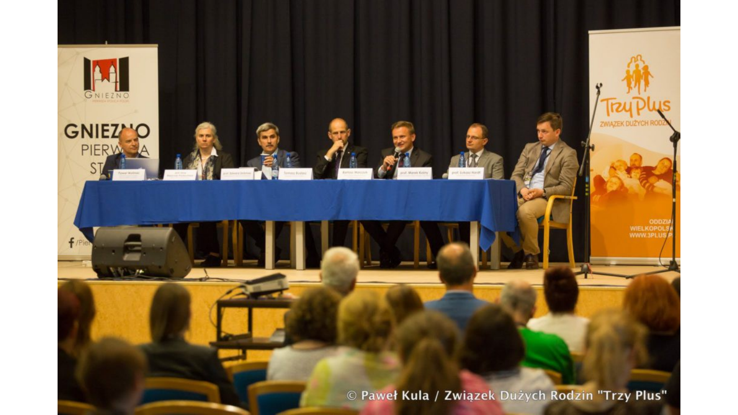© Paweł Kula / Związek Dużych Rodzin "Trzy Plus"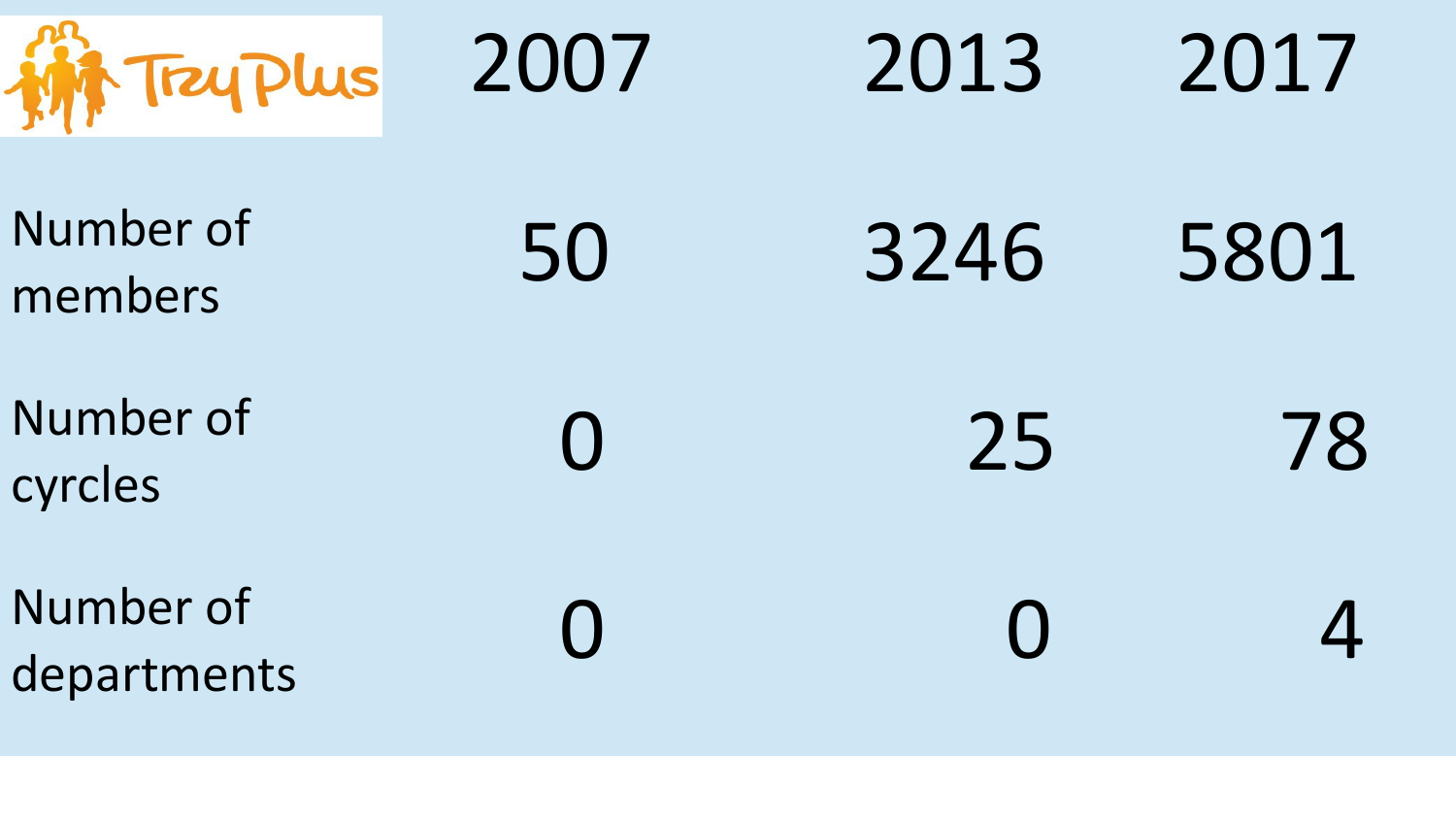| TryPlus | 2007 | 2013 | 2017 |
| --- | --- | --- | --- |
| Number of members | 50 | 3246 | 5801 |
| Number of cyrcles | 0 | 25 | 78 |
| Number of departments | 0 | 0 | 4 |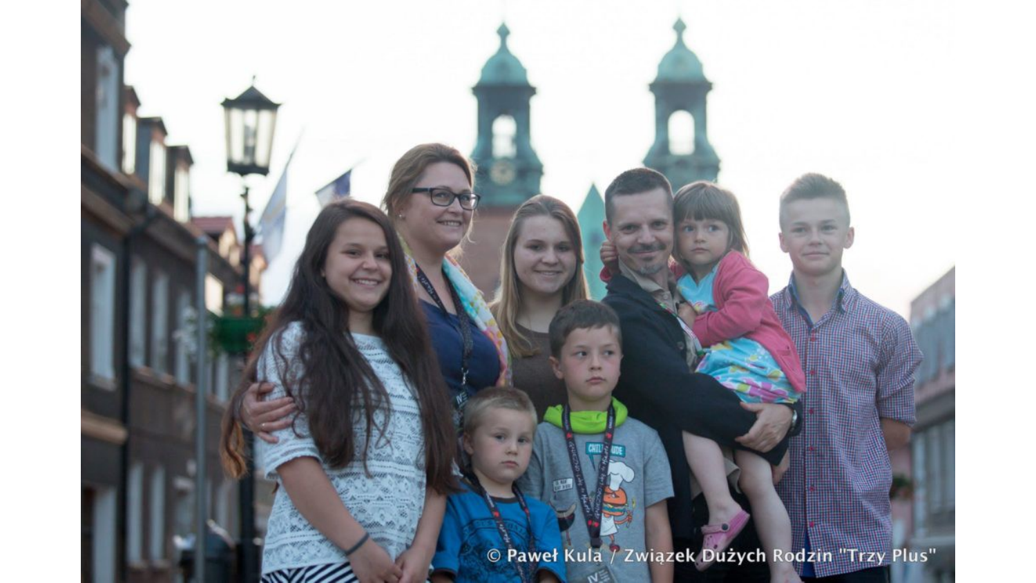© Paweł Kula / Związek Dużych Rodzin "Trzy Plus"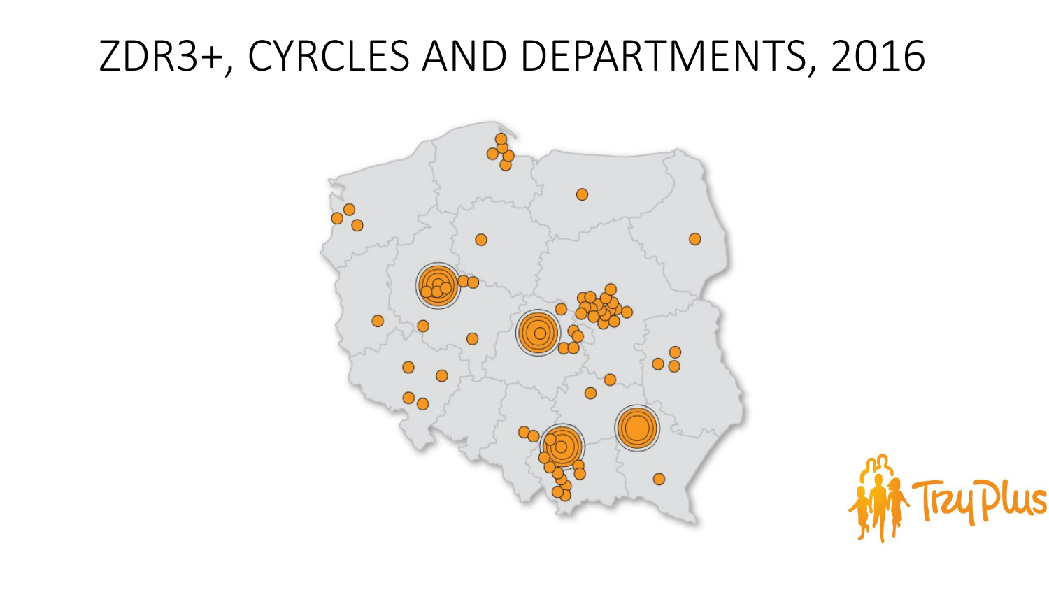# ZDR3+, CYRCLES AND DEPARTMENTS, 2016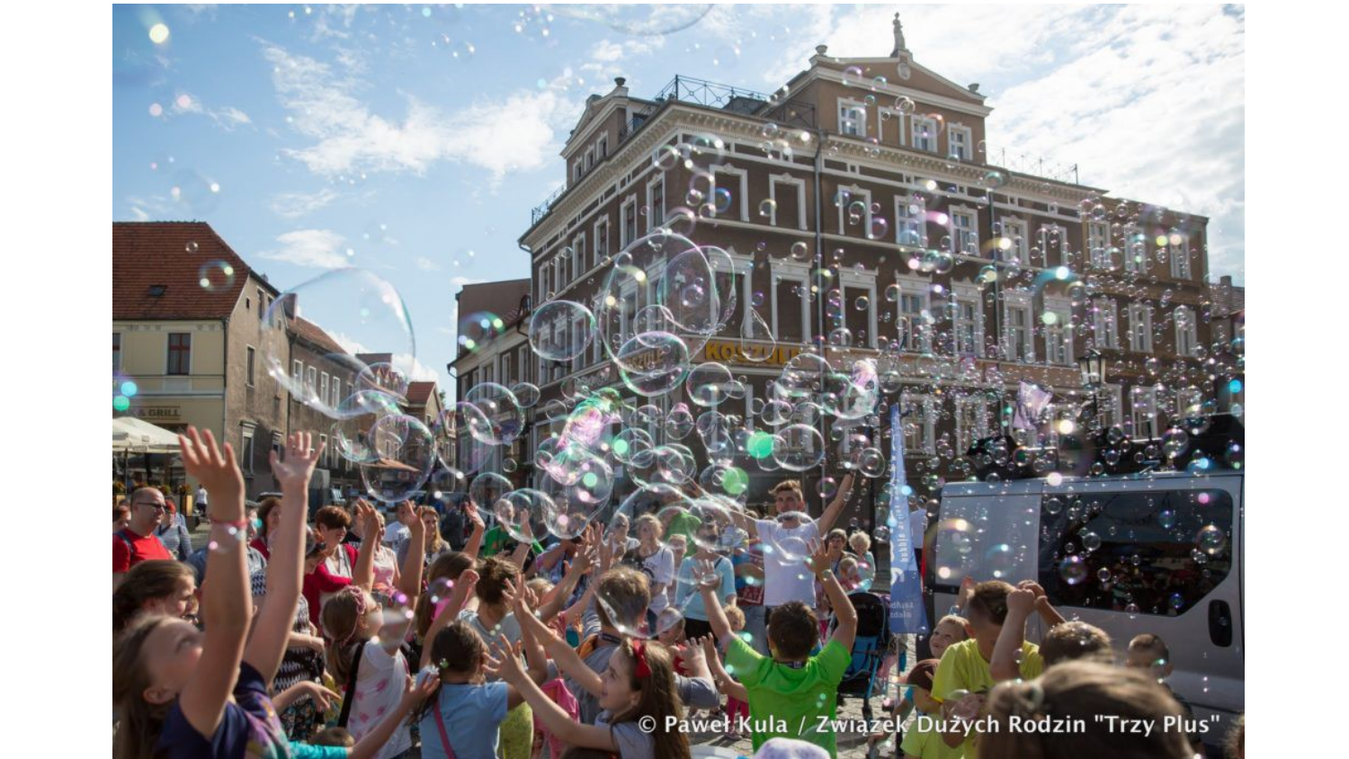© Paweł Kula / Związek Dużych Rodzin "Trzy Plus"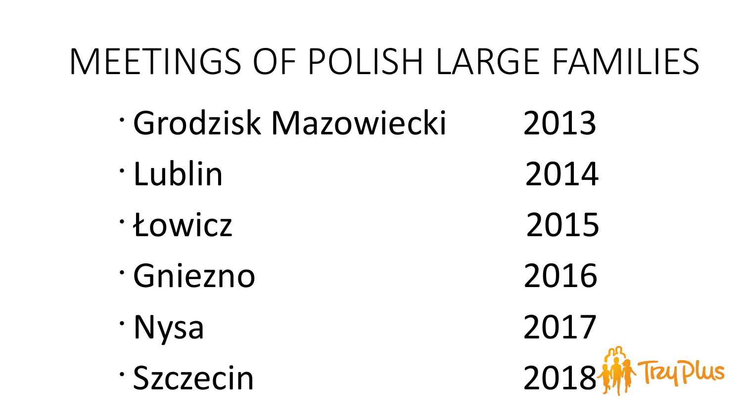# MEETINGS OF POLISH LARGE FAMILIES

- Grodzisk Mazowiecki 2013
- Lublin 2014
- Łowicz 2015
- Gniezno 2016
- Nysa 2017
- Szczecin 2018

TrzyPlus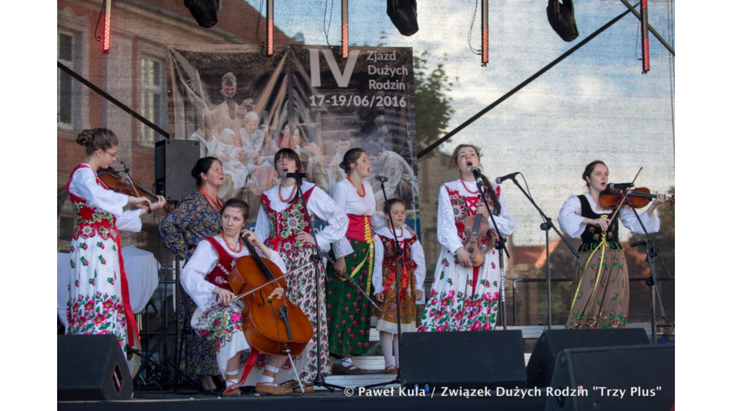© Paweł Kula / Związek Dużych Rodzin "Trzy Plus"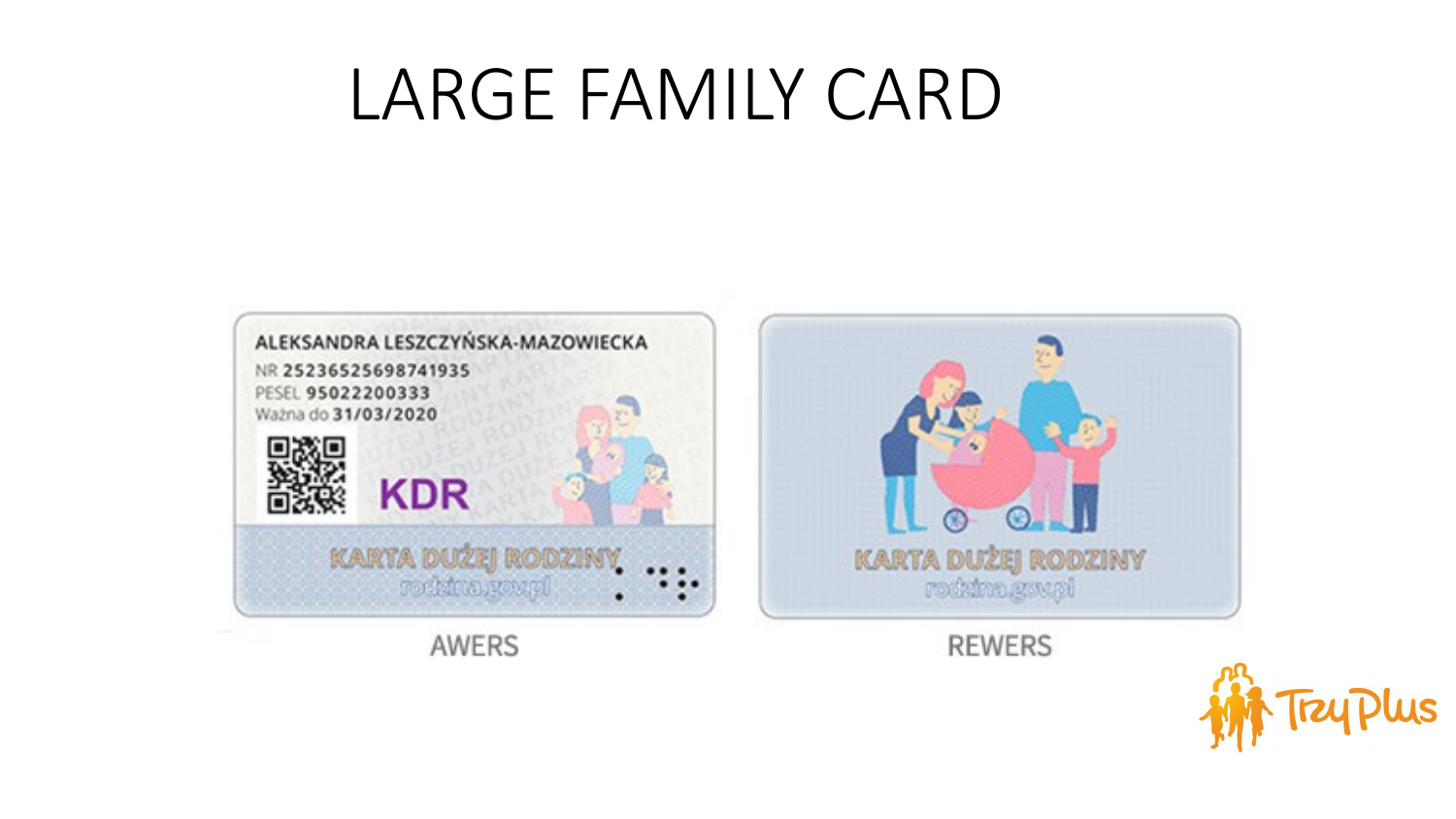# LARGE FAMILY CARD

ALEKSANDRA LESZCZYŃSKA-MAZOWIECKA

NR 25236525698741935

PESEL 95022200333

Ważna do 31/03/2020

KDR

KARTA DUŻEJ RODZINY

rodzina.gov.pl

AWERS

KARTA DUŻEJ RODZINY

rodzina.gov.pl

REWERS

TrzyPlus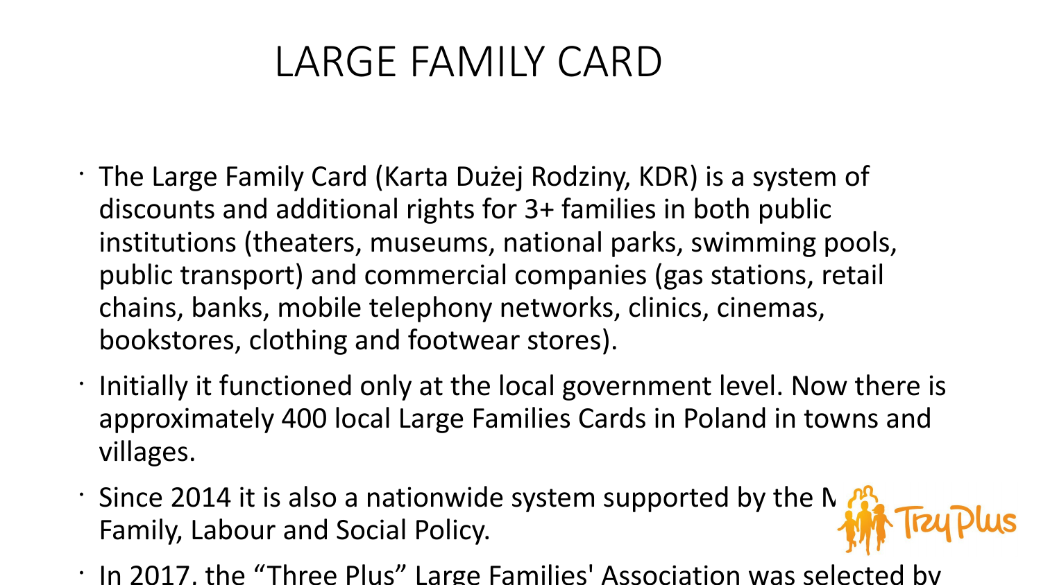# LARGE FAMILY CARD

- The Large Family Card (Karta Dużej Rodziny, KDR) is a system of discounts and additional rights for 3+ families in both public institutions (theaters, museums, national parks, swimming pools, public transport) and commercial companies (gas stations, retail chains, banks, mobile telephony networks, clinics, cinemas, bookstores, clothing and footwear stores).
- Initially it functioned only at the local government level. Now there is approximately 400 local Large Families Cards in Poland in towns and villages.
- Since 2014 it is also a nationwide system supported by the M Family, Labour and Social Policy.
- In 2017, the "Three Plus" Large Families' Association was selected by

TrzyPlus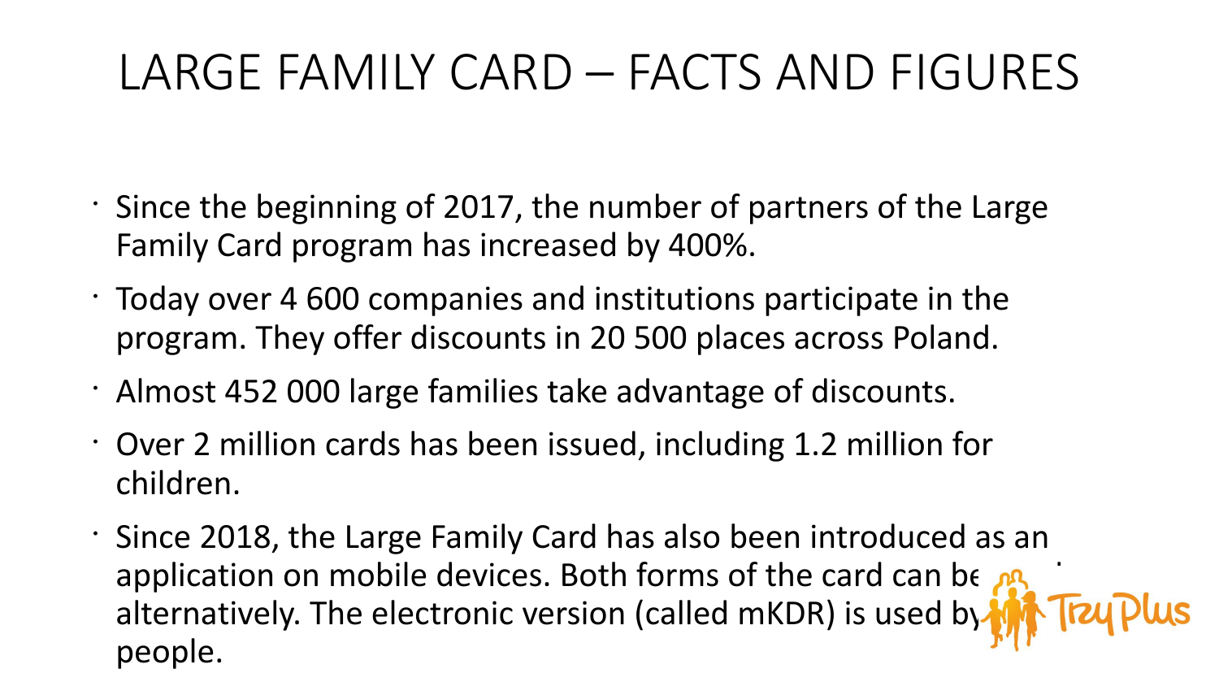# LARGE FAMILY CARD – FACTS AND FIGURES

- Since the beginning of 2017, the number of partners of the Large Family Card program has increased by 400%.
- Today over 4 600 companies and institutions participate in the program. They offer discounts in 20 500 places across Poland.
- Almost 452 000 large families take advantage of discounts.
- Over 2 million cards has been issued, including 1.2 million for children.
- Since 2018, the Large Family Card has also been introduced as an application on mobile devices. Both forms of the card can be alternatively. The electronic version (called mKDR) is used by people.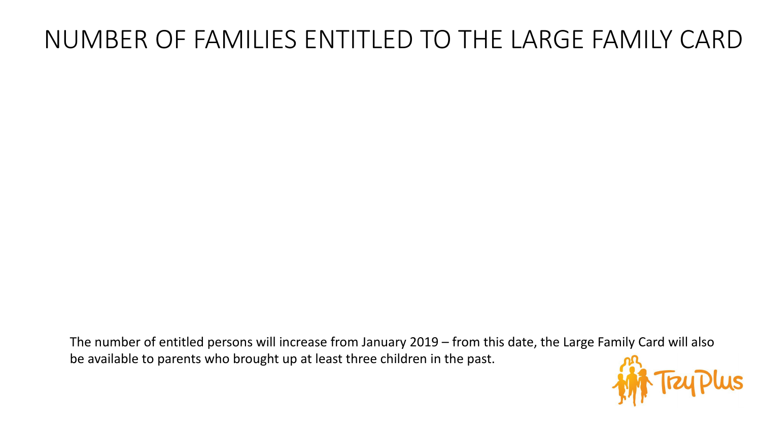# NUMBER OF FAMILIES ENTITLED TO THE LARGE FAMILY CARD

The number of entitled persons will increase from January 2019 – from this date, the Large Family Card will also be available to parents who brought up at least three children in the past.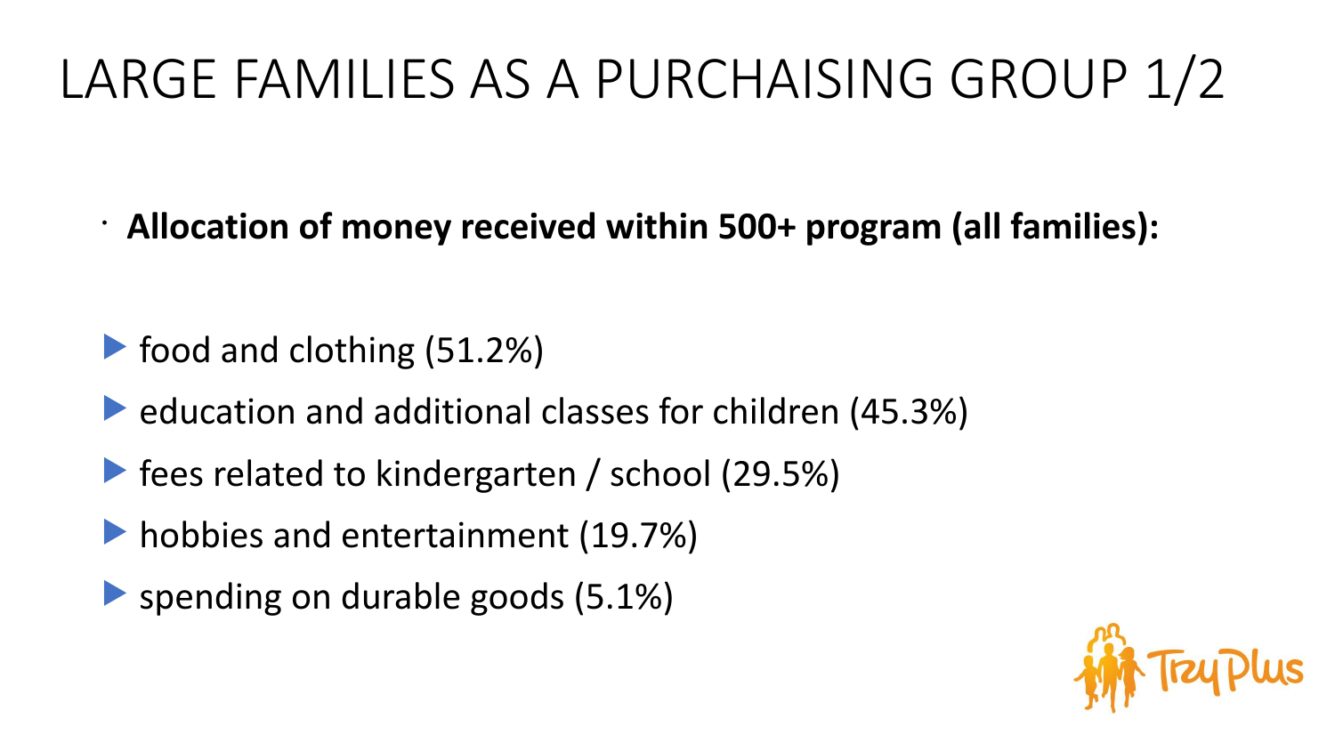# LARGE FAMILIES AS A PURCHAISING GROUP 1/2

- **Allocation of money received within 500+ program (all families):**

- food and clothing (51.2%)
- education and additional classes for children (45.3%)
- fees related to kindergarten / school (29.5%)
- hobbies and entertainment (19.7%)
- spending on durable goods (5.1%)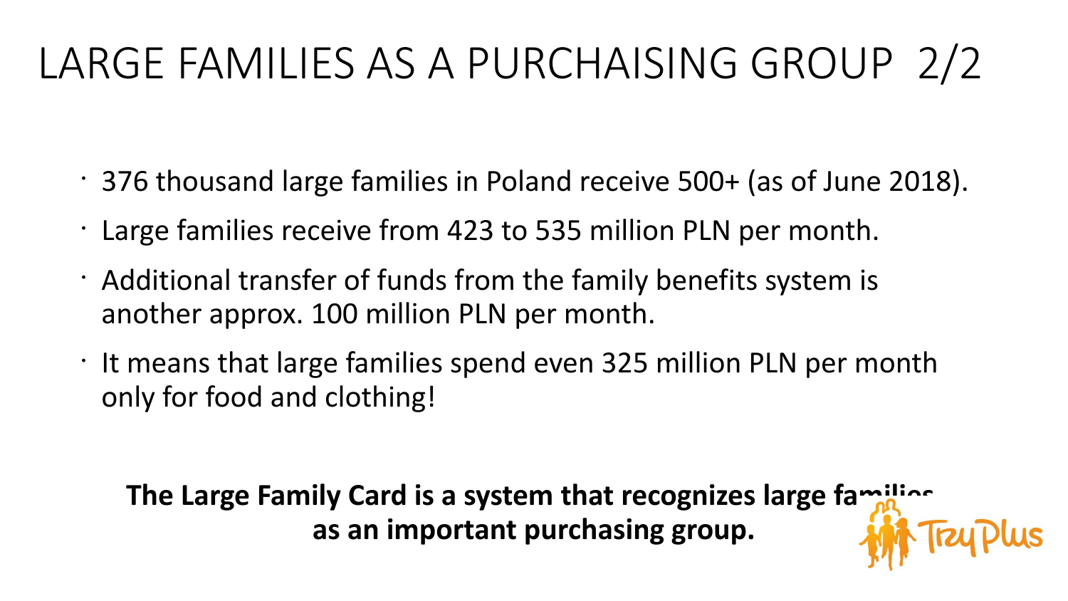# LARGE FAMILIES AS A PURCHAISING GROUP 2/2

- 376 thousand large families in Poland receive 500+ (as of June 2018).
- Large families receive from 423 to 535 million PLN per month.
- Additional transfer of funds from the family benefits system is another approx. 100 million PLN per month.
- It means that large families spend even 325 million PLN per month only for food and clothing!

**The Large Family Card is a system that recognizes large families as an important purchasing group.**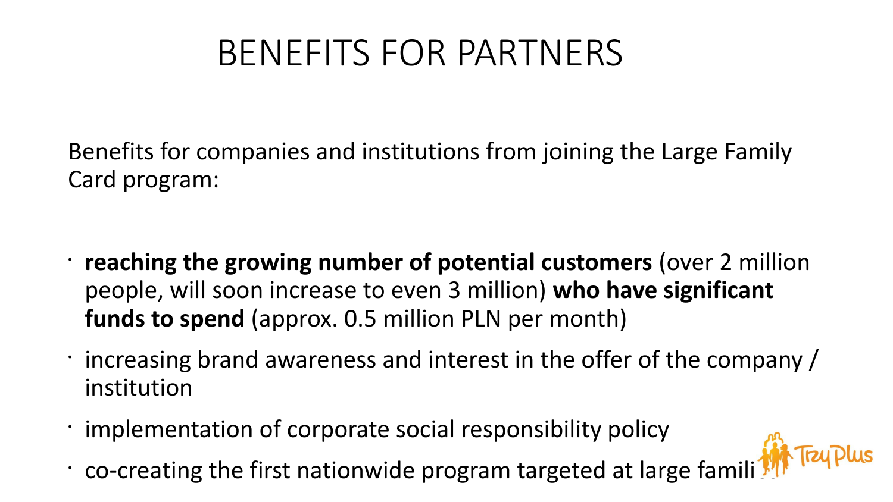# BENEFITS FOR PARTNERS

Benefits for companies and institutions from joining the Large Family Card program:

- **reaching the growing number of potential customers** (over 2 million people, will soon increase to even 3 million) **who have significant funds to spend** (approx. 0.5 million PLN per month)
- increasing brand awareness and interest in the offer of the company / institution
- implementation of corporate social responsibility policy
- co-creating the first nationwide program targeted at large famili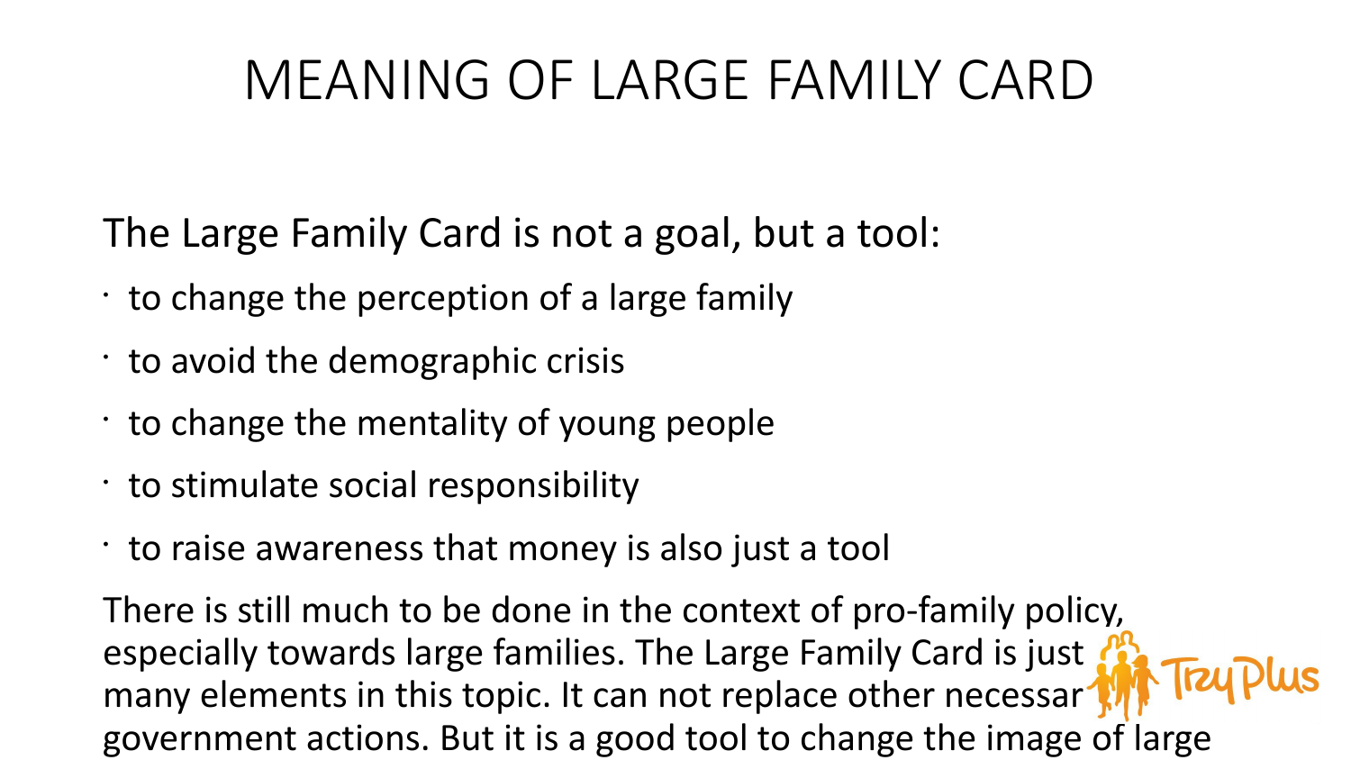# MEANING OF LARGE FAMILY CARD

The Large Family Card is not a goal, but a tool:

- to change the perception of a large family
- to avoid the demographic crisis
- to change the mentality of young people
- to stimulate social responsibility
- to raise awareness that money is also just a tool

There is still much to be done in the context of pro-family policy, especially towards large families. The Large Family Card is just many elements in this topic. It can not replace other necessar government actions. But it is a good tool to change the image of large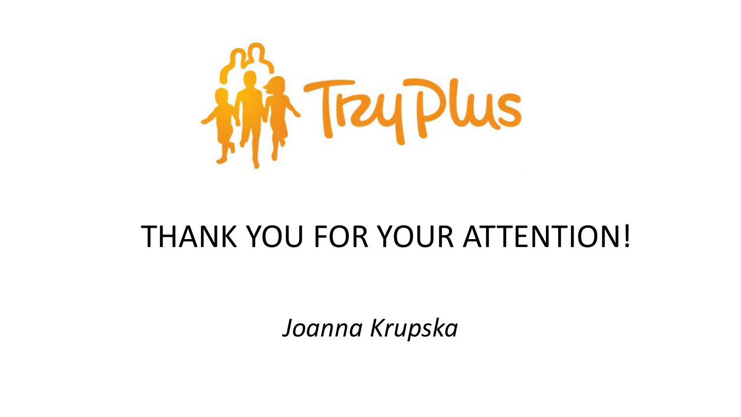TryPlus

THANK YOU FOR YOUR ATTENTION!

*Joanna Krupska*